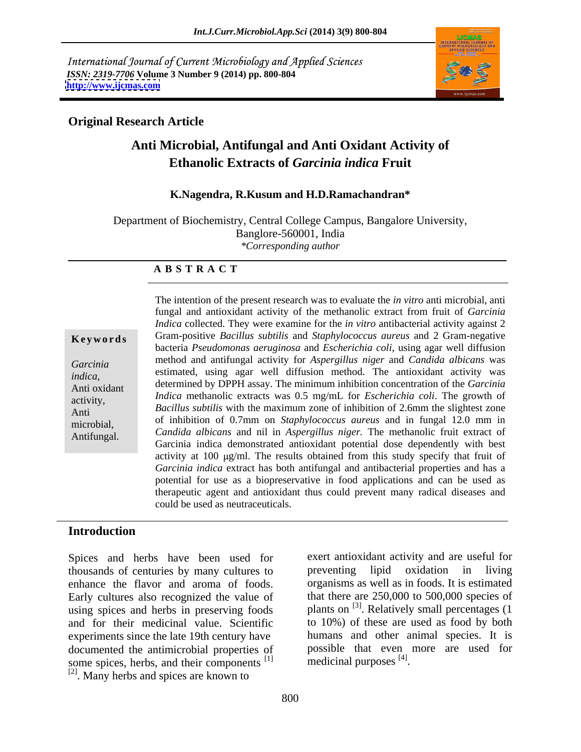International Journal of Current Microbiology and Applied Sciences
*ISSN: 2319-7706* **Volume 3 Number 9 (2014) pp. 800-804**
**http://www.ijcmas.com**

**Original Research Article**

# Anti Microbial, Antifungal and Anti Oxidant Activity of Ethanolic Extracts of *Garcinia indica* Fruit

**K.Nagendra, R.Kusum and H.D.Ramachandran\***

Department of Biochemistry, Central College Campus, Bangalore University, Banglore-560001, India
*\*Corresponding author*

## A B S T R A C T

**Keywords**

*Garcinia indica,* Anti oxidant activity, Anti microbial, Antifungal.

The intention of the present research was to evaluate the *in vitro* anti microbial, anti fungal and antioxidant activity of the methanolic extract from fruit of *Garcinia Indica* collected. They were examine for the *in vitro* antibacterial activity against 2 Gram-positive *Bacillus subtilis* and *Staphylococcus aureus* and 2 Gram-negative bacteria *Pseudomonas aeruginosa* and *Escherichia coli*, using agar well diffusion method and antifungal activity for *Aspergillus niger* and *Candida albicans* was estimated, using agar well diffusion method. The antioxidant activity was determined by DPPH assay. The minimum inhibition concentration of the *Garcinia Indica* methanolic extracts was 0.5 mg/mL for *Escherichia coli*. The growth of *Bacillus subtilis* with the maximum zone of inhibition of 2.6mm the slightest zone of inhibition of 0.7mm on *Staphylococcus aureus* and in fungal 12.0 mm in *Candida albicans* and nil in *Aspergillus niger.* The methanolic fruit extract of Garcinia indica demonstrated antioxidant potential dose dependently with best activity at 100 µg/ml. The results obtained from this study specify that fruit of *Garcinia indica* extract has both antifungal and antibacterial properties and has a potential for use as a biopreservative in food applications and can be used as therapeutic agent and antioxidant thus could prevent many radical diseases and could be used as neutraceuticals.

## Introduction

Spices and herbs have been used for thousands of centuries by many cultures to enhance the flavor and aroma of foods. Early cultures also recognized the value of using spices and herbs in preserving foods and for their medicinal value. Scientific experiments since the late 19th century have documented the antimicrobial properties of some spices, herbs, and their components [1] [2]. Many herbs and spices are known to exert antioxidant activity and are useful for preventing lipid oxidation in living organisms as well as in foods. It is estimated that there are 250,000 to 500,000 species of plants on [3]. Relatively small percentages (1 to 10%) of these are used as food by both humans and other animal species. It is possible that even more are used for medicinal purposes [4].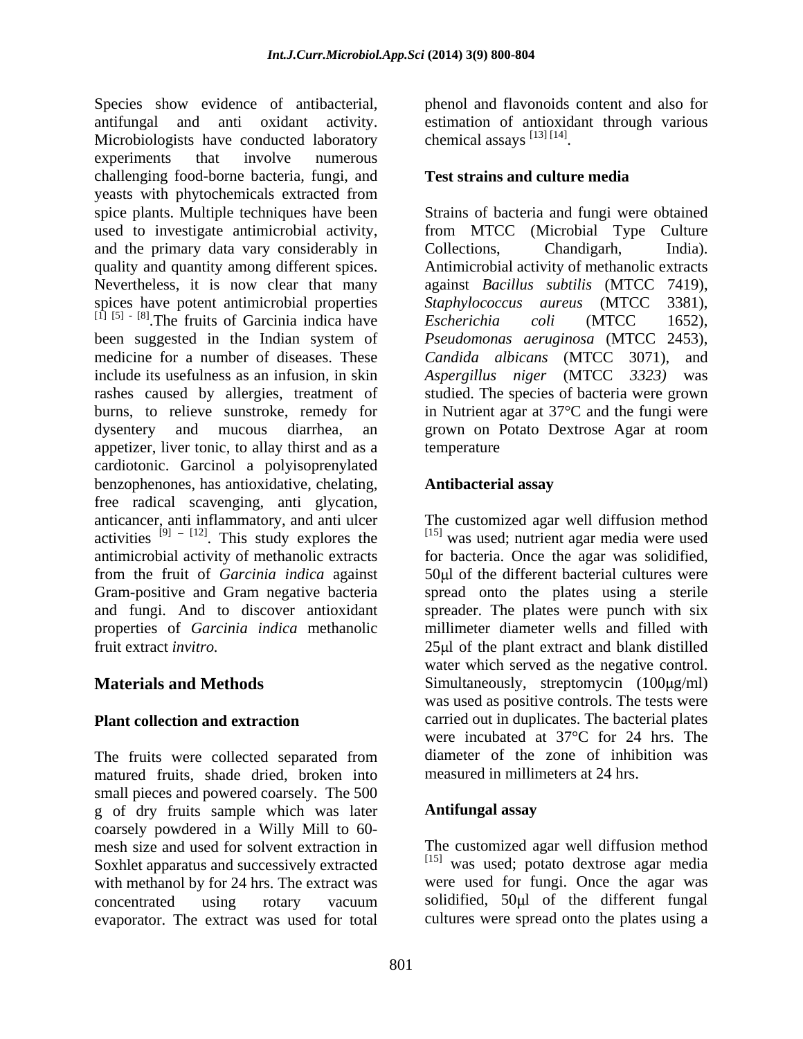Species show evidence of antibacterial, antifungal and anti oxidant activity. Microbiologists have conducted laboratory experiments that involve numerous challenging food-borne bacteria, fungi, and yeasts with phytochemicals extracted from spice plants. Multiple techniques have been used to investigate antimicrobial activity, and the primary data vary considerably in quality and quantity among different spices. Nevertheless, it is now clear that many spices have potent antimicrobial properties [1] [5] - [8].The fruits of Garcinia indica have been suggested in the Indian system of medicine for a number of diseases. These include its usefulness as an infusion, in skin rashes caused by allergies, treatment of burns, to relieve sunstroke, remedy for dysentery and mucous diarrhea, an appetizer, liver tonic, to allay thirst and as a cardiotonic. Garcinol a polyisoprenylated benzophenones, has antioxidative, chelating, free radical scavenging, anti glycation, anticancer, anti inflammatory, and anti ulcer activities [9] – [12]. This study explores the antimicrobial activity of methanolic extracts from the fruit of *Garcinia indica* against Gram-positive and Gram negative bacteria and fungi. And to discover antioxidant properties of *Garcinia indica* methanolic fruit extract *invitro.*

## Materials and Methods

### Plant collection and extraction

The fruits were collected separated from matured fruits, shade dried, broken into small pieces and powered coarsely. The 500 g of dry fruits sample which was later coarsely powdered in a Willy Mill to 60-mesh size and used for solvent extraction in Soxhlet apparatus and successively extracted with methanol by for 24 hrs. The extract was concentrated using rotary vacuum evaporator. The extract was used for total phenol and flavonoids content and also for estimation of antioxidant through various chemical assays [13] [14].

### Test strains and culture media

Strains of bacteria and fungi were obtained from MTCC (Microbial Type Culture Collections, Chandigarh, India). Antimicrobial activity of methanolic extracts against *Bacillus subtilis* (MTCC 7419), *Staphylococcus aureus* (MTCC 3381), *Escherichia coli* (MTCC 1652), *Pseudomonas aeruginosa* (MTCC 2453), *Candida albicans* (MTCC 3071), and *Aspergillus niger* (MTCC *3323)* was studied. The species of bacteria were grown in Nutrient agar at 37°C and the fungi were grown on Potato Dextrose Agar at room temperature

### Antibacterial assay

The customized agar well diffusion method [15] was used; nutrient agar media were used for bacteria. Once the agar was solidified, 50μl of the different bacterial cultures were spread onto the plates using a sterile spreader. The plates were punch with six millimeter diameter wells and filled with 25μl of the plant extract and blank distilled water which served as the negative control. Simultaneously, streptomycin (100μg/ml) was used as positive controls. The tests were carried out in duplicates. The bacterial plates were incubated at 37°C for 24 hrs. The diameter of the zone of inhibition was measured in millimeters at 24 hrs.

### Antifungal assay

The customized agar well diffusion method [15] was used; potato dextrose agar media were used for fungi. Once the agar was solidified, 50μl of the different fungal cultures were spread onto the plates using a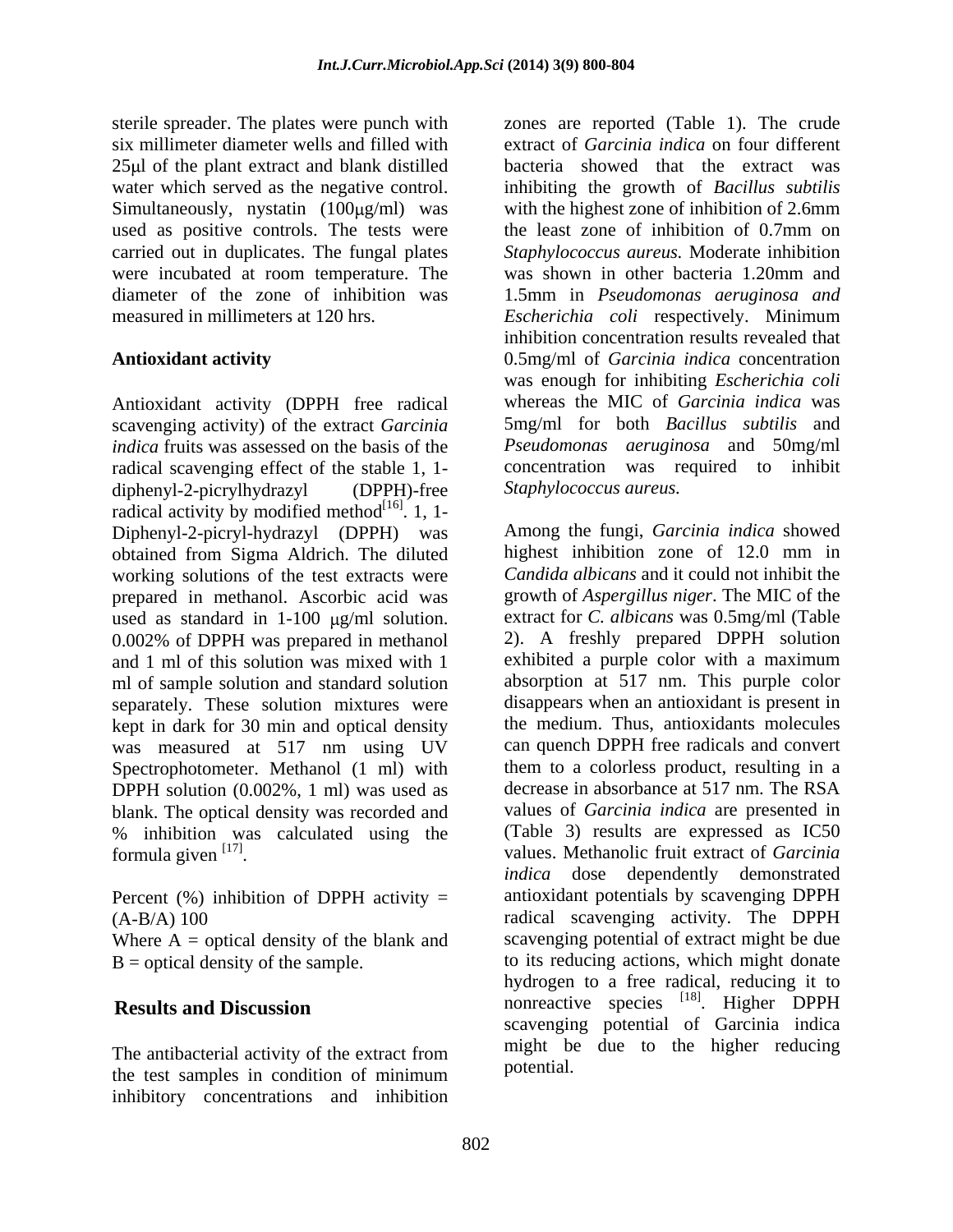sterile spreader. The plates were punch with six millimeter diameter wells and filled with 25μl of the plant extract and blank distilled water which served as the negative control. Simultaneously, nystatin (100μg/ml) was used as positive controls. The tests were carried out in duplicates. The fungal plates were incubated at room temperature. The diameter of the zone of inhibition was measured in millimeters at 120 hrs.

**Antioxidant activity**

Antioxidant activity (DPPH free radical scavenging activity) of the extract *Garcinia indica* fruits was assessed on the basis of the radical scavenging effect of the stable 1, 1-diphenyl-2-picrylhydrazyl (DPPH)-free radical activity by modified method[16]. 1, 1-Diphenyl-2-picryl-hydrazyl (DPPH) was obtained from Sigma Aldrich. The diluted working solutions of the test extracts were prepared in methanol. Ascorbic acid was used as standard in 1-100 μg/ml solution. 0.002% of DPPH was prepared in methanol and 1 ml of this solution was mixed with 1 ml of sample solution and standard solution separately. These solution mixtures were kept in dark for 30 min and optical density was measured at 517 nm using UV Spectrophotometer. Methanol (1 ml) with DPPH solution (0.002%, 1 ml) was used as blank. The optical density was recorded and % inhibition was calculated using the formula given [17].

Percent (%) inhibition of DPPH activity = (A-B/A) 100

Where A = optical density of the blank and B = optical density of the sample.

## Results and Discussion

The antibacterial activity of the extract from the test samples in condition of minimum inhibitory concentrations and inhibition zones are reported (Table 1). The crude extract of *Garcinia indica* on four different bacteria showed that the extract was inhibiting the growth of *Bacillus subtilis* with the highest zone of inhibition of 2.6mm the least zone of inhibition of 0.7mm on *Staphylococcus aureus.* Moderate inhibition was shown in other bacteria 1.20mm and 1.5mm in *Pseudomonas aeruginosa and Escherichia coli* respectively. Minimum inhibition concentration results revealed that 0.5mg/ml of *Garcinia indica* concentration was enough for inhibiting *Escherichia coli* whereas the MIC of *Garcinia indica* was 5mg/ml for both *Bacillus subtilis* and *Pseudomonas aeruginosa* and 50mg/ml concentration was required to inhibit *Staphylococcus aureus.*

Among the fungi, *Garcinia indica* showed highest inhibition zone of 12.0 mm in *Candida albicans* and it could not inhibit the growth of *Aspergillus niger*. The MIC of the extract for *C. albicans* was 0.5mg/ml (Table 2). A freshly prepared DPPH solution exhibited a purple color with a maximum absorption at 517 nm. This purple color disappears when an antioxidant is present in the medium. Thus, antioxidants molecules can quench DPPH free radicals and convert them to a colorless product, resulting in a decrease in absorbance at 517 nm. The RSA values of *Garcinia indica* are presented in (Table 3) results are expressed as IC50 values. Methanolic fruit extract of *Garcinia indica* dose dependently demonstrated antioxidant potentials by scavenging DPPH radical scavenging activity. The DPPH scavenging potential of extract might be due to its reducing actions, which might donate hydrogen to a free radical, reducing it to nonreactive species [18]. Higher DPPH scavenging potential of Garcinia indica might be due to the higher reducing potential.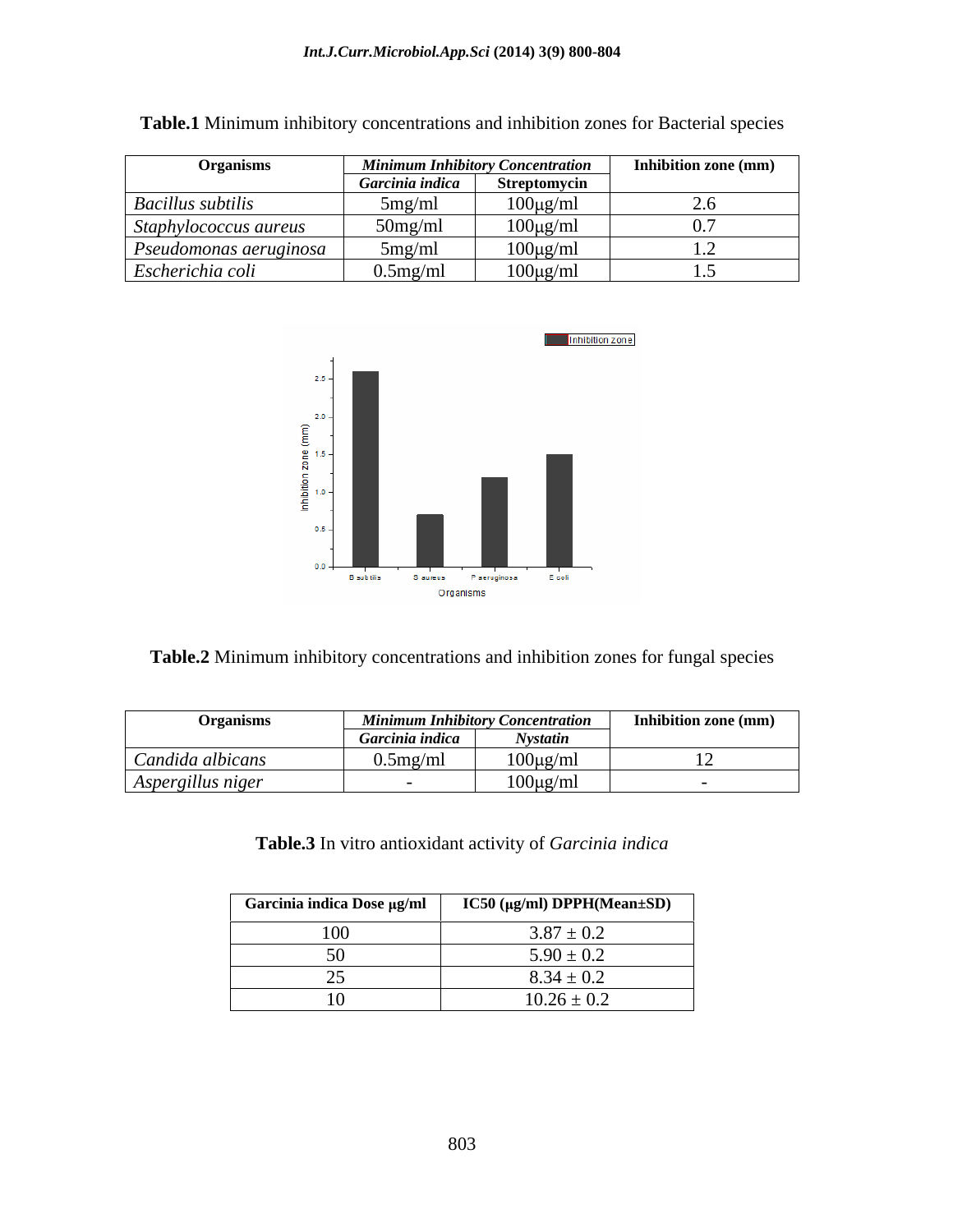**Table.1** Minimum inhibitory concentrations and inhibition zones for Bacterial species

| Organisms | *Minimum Inhibitory Concentration* | | Inhibition zone (mm) |
|---|---|---|---|
| | *Garcinia indica* | Streptomycin | |
| *Bacillus subtilis* | 5mg/ml | 100μg/ml | 2.6 |
| *Staphylococcus aureus* | 50mg/ml | 100μg/ml | 0.7 |
| *Pseudomonas aeruginosa* | 5mg/ml | 100μg/ml | 1.2 |
| *Escherichia coli* | 0.5mg/ml | 100μg/ml | 1.5 |

**Table.2** Minimum inhibitory concentrations and inhibition zones for fungal species

| Organisms | *Minimum Inhibitory Concentration* | | Inhibition zone (mm) |
|---|---|---|---|
| | *Garcinia indica* | *Nystatin* | |
| *Candida albicans* | 0.5mg/ml | 100μg/ml | 12 |
| *Aspergillus niger* | - | 100μg/ml | - |

**Table.3** In vitro antioxidant activity of *Garcinia indica*

| Garcinia indica Dose μg/ml | IC50 (μg/ml) DPPH(Mean±SD) |
|---|---|
| 100 | 3.87 ± 0.2 |
| 50 | 5.90 ± 0.2 |
| 25 | 8.34 ± 0.2 |
| 10 | 10.26 ± 0.2 |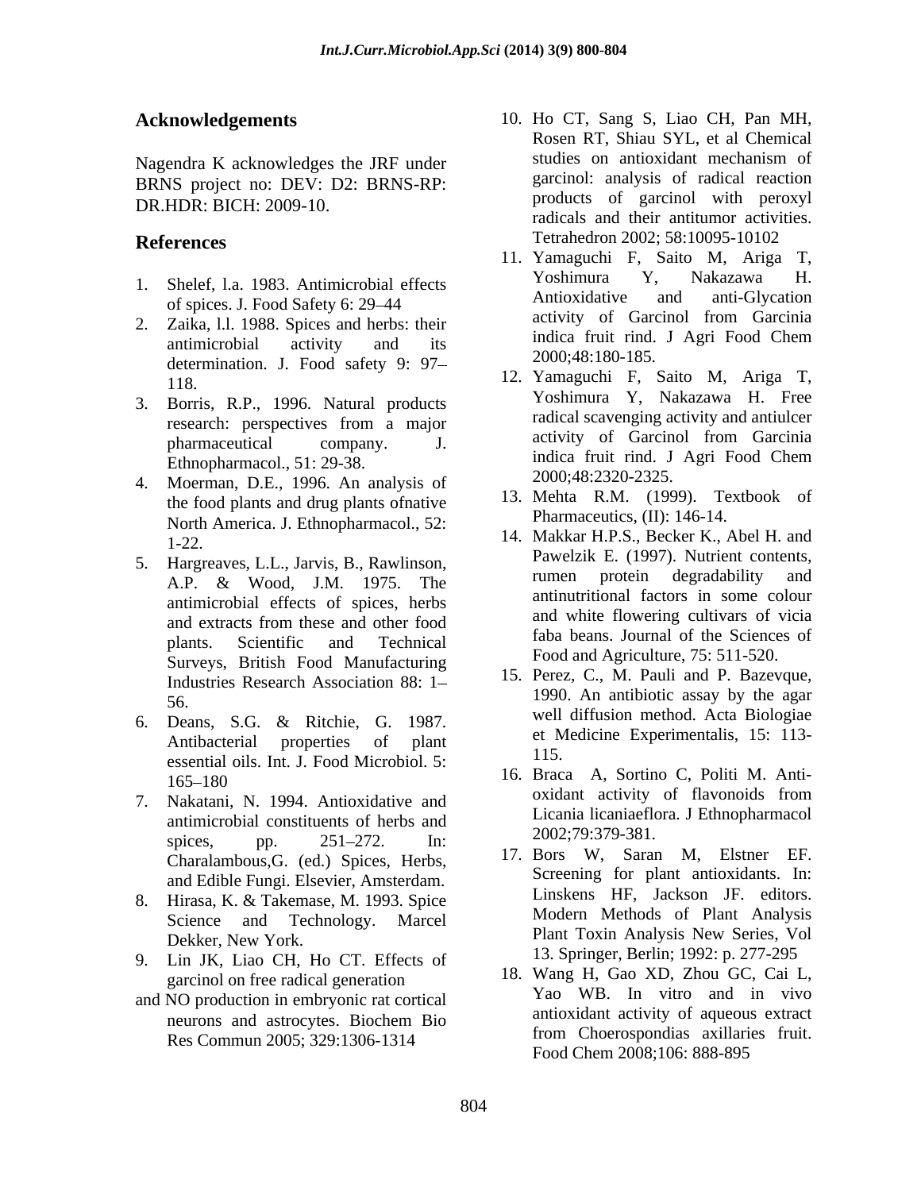## Acknowledgements

Nagendra K acknowledges the JRF under BRNS project no: DEV: D2: BRNS-RP: DR.HDR: BICH: 2009-10.

## References

1. Shelef, l.a. 1983. Antimicrobial effects of spices. J. Food Safety 6: 29–44
2. Zaika, l.l. 1988. Spices and herbs: their antimicrobial activity and its determination. J. Food safety 9: 97–118.
3. Borris, R.P., 1996. Natural products research: perspectives from a major pharmaceutical company. J. Ethnopharmacol., 51: 29-38.
4. Moerman, D.E., 1996. An analysis of the food plants and drug plants ofnative North America. J. Ethnopharmacol., 52: 1-22.
5. Hargreaves, L.L., Jarvis, B., Rawlinson, A.P. & Wood, J.M. 1975. The antimicrobial effects of spices, herbs and extracts from these and other food plants. Scientific and Technical Surveys, British Food Manufacturing Industries Research Association 88: 1–56.
6. Deans, S.G. & Ritchie, G. 1987. Antibacterial properties of plant essential oils. Int. J. Food Microbiol. 5: 165–180
7. Nakatani, N. 1994. Antioxidative and antimicrobial constituents of herbs and spices, pp. 251–272. In: Charalambous,G. (ed.) Spices, Herbs, and Edible Fungi. Elsevier, Amsterdam.
8. Hirasa, K. & Takemase, M. 1993. Spice Science and Technology. Marcel Dekker, New York.
9. Lin JK, Liao CH, Ho CT. Effects of garcinol on free radical generation and NO production in embryonic rat cortical neurons and astrocytes. Biochem Bio Res Commun 2005; 329:1306-1314
10. Ho CT, Sang S, Liao CH, Pan MH, Rosen RT, Shiau SYL, et al Chemical studies on antioxidant mechanism of garcinol: analysis of radical reaction products of garcinol with peroxyl radicals and their antitumor activities. Tetrahedron 2002; 58:10095-10102
11. Yamaguchi F, Saito M, Ariga T, Yoshimura Y, Nakazawa H. Antioxidative and anti-Glycation activity of Garcinol from Garcinia indica fruit rind. J Agri Food Chem 2000;48:180-185.
12. Yamaguchi F, Saito M, Ariga T, Yoshimura Y, Nakazawa H. Free radical scavenging activity and antiulcer activity of Garcinol from Garcinia indica fruit rind. J Agri Food Chem 2000;48:2320-2325.
13. Mehta R.M. (1999). Textbook of Pharmaceutics, (II): 146-14.
14. Makkar H.P.S., Becker K., Abel H. and Pawelzik E. (1997). Nutrient contents, rumen protein degradability and antinutritional factors in some colour and white flowering cultivars of vicia faba beans. Journal of the Sciences of Food and Agriculture, 75: 511-520.
15. Perez, C., M. Pauli and P. Bazevque, 1990. An antibiotic assay by the agar well diffusion method. Acta Biologiae et Medicine Experimentalis, 15: 113-115.
16. Braca A, Sortino C, Politi M. Anti-oxidant activity of flavonoids from Licania licaniaeflora. J Ethnopharmacol 2002;79:379-381.
17. Bors W, Saran M, Elstner EF. Screening for plant antioxidants. In: Linskens HF, Jackson JF. editors. Modern Methods of Plant Analysis Plant Toxin Analysis New Series, Vol 13. Springer, Berlin; 1992: p. 277-295
18. Wang H, Gao XD, Zhou GC, Cai L, Yao WB. In vitro and in vivo antioxidant activity of aqueous extract from Choerospondias axillaries fruit. Food Chem 2008;106: 888-895